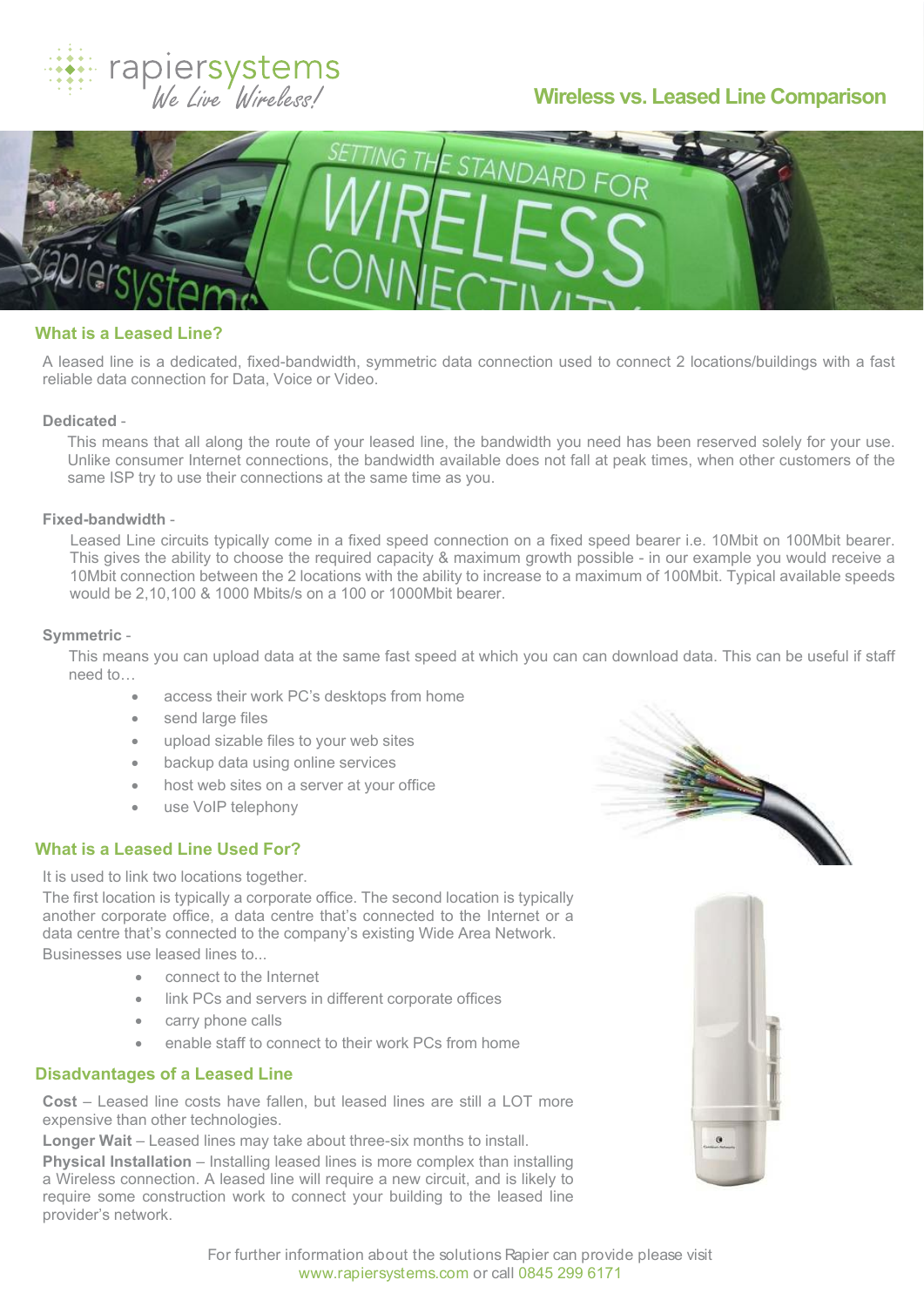# Wireless vs. Leased Line Comparison

## What is a Leased Line?

A leased line is a dedicated, fixed-bandwidth, symmetric data connection used to connect 2 locations/buildings with a fast reliable data connection for Data, Voice or Video.

**Dedicated** -

This means that all along the route of your leased line, the bandwidth you need has been reserved solely for your use. Unlike consumer Internet connections, the bandwidth available does not fall at peak times, when other customers of the same ISP try to use their connections at the same time as you.

**Fixed-bandwidth** -

Leased Line circuits typically come in a fixed speed connection on a fixed speed bearer i.e. 10Mbit on 100Mbit bearer. This gives the ability to choose the required capacity & maximum growth possible - in our example you would receive a 10Mbit connection between the 2 locations with the ability to increase to a maximum of 100Mbit. Typical available speeds would be 2,10,100 & 1000 Mbits/s on a 100 or 1000Mbit bearer.

**Symmetric** -

This means you can upload data at the same fast speed at which you can can download data. This can be useful if staff need to…

- access their work PC's desktops from home
- send large files
- upload sizable files to your web sites
- backup data using online services
- host web sites on a server at your office
- use VoIP telephony

## What is a Leased Line Used For?

It is used to link two locations together.

The first location is typically a corporate office. The second location is typically another corporate office, a data centre that's connected to the Internet or a data centre that's connected to the company's existing Wide Area Network.

Businesses use leased lines to...

- connect to the Internet
- link PCs and servers in different corporate offices
- carry phone calls
- enable staff to connect to their work PCs from home

## Disadvantages of a Leased Line

**Cost** – Leased line costs have fallen, but leased lines are still a LOT more expensive than other technologies.

**Longer Wait** – Leased lines may take about three-six months to install.

**Physical Installation** – Installing leased lines is more complex than installing a Wireless connection. A leased line will require a new circuit, and is likely to require some construction work to connect your building to the leased line provider's network.

For further information about the solutions Rapier can provide please visit www.rapiersystems.com or call 0845 299 6171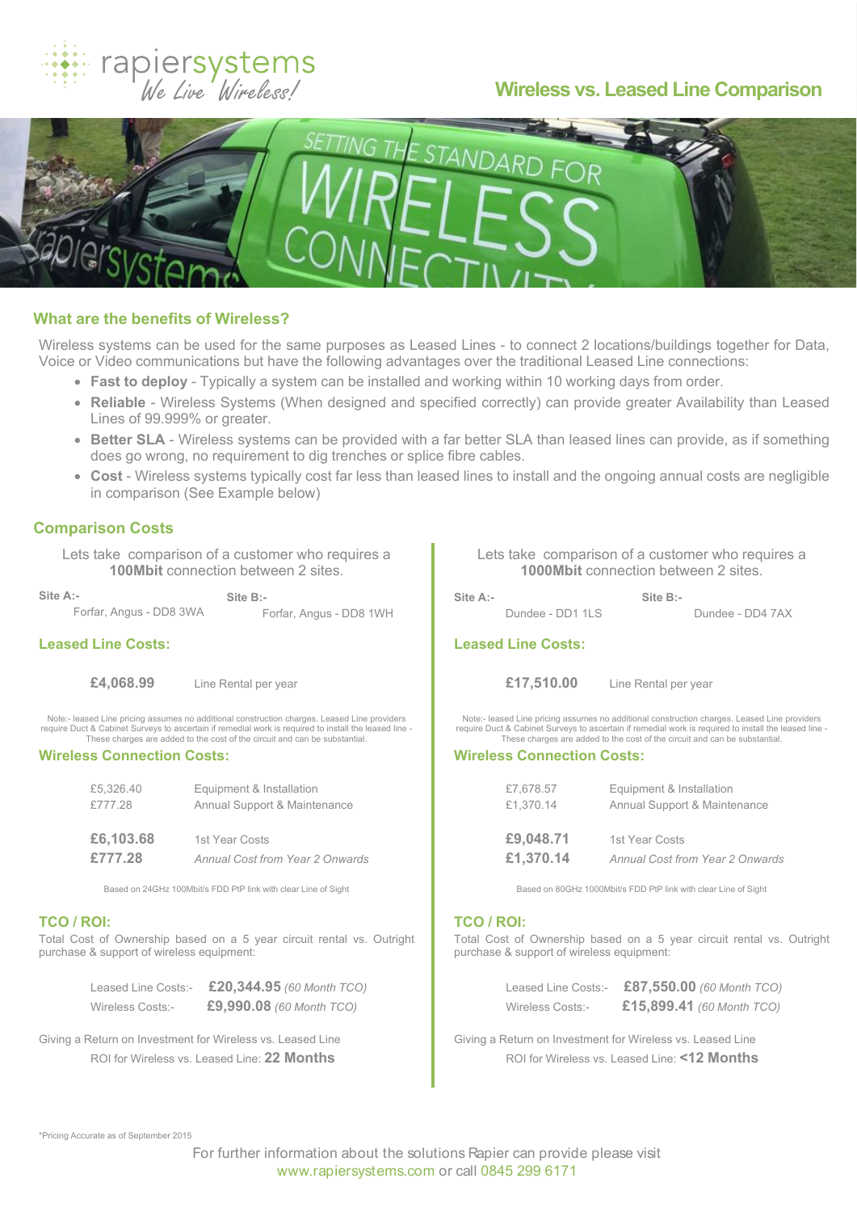# Wireless vs. Leased Line Comparison

## What are the benefits of Wireless?

Wireless systems can be used for the same purposes as Leased Lines - to connect 2 locations/buildings together for Data, Voice or Video communications but have the following advantages over the traditional Leased Line connections:

- **Fast to deploy** - Typically a system can be installed and working within 10 working days from order.
- **Reliable** - Wireless Systems (When designed and specified correctly) can provide greater Availability than Leased Lines of 99.999% or greater.
- **Better SLA** - Wireless systems can be provided with a far better SLA than leased lines can provide, as if something does go wrong, no requirement to dig trenches or splice fibre cables.
- **Cost** - Wireless systems typically cost far less than leased lines to install and the ongoing annual costs are negligible in comparison (See Example below)

## Comparison Costs

Lets take comparison of a customer who requires a **100Mbit** connection between 2 sites.

**Site A:-** Forfar, Angus - DD8 3WA

**Site B:-** Forfar, Angus - DD8 1WH

### Leased Line Costs:

**£4,068.99** Line Rental per year

Note:- leased Line pricing assumes no additional construction charges. Leased Line providers require Duct & Cabinet Surveys to ascertain if remedial work is required to install the leased line - These charges are added to the cost of the circuit and can be substantial.

### Wireless Connection Costs:

| | |
|---|---|
| £5,326.40 | Equipment & Installation |
| £777.28 | Annual Support & Maintenance |
| **£6,103.68** | 1st Year Costs |
| **£777.28** | *Annual Cost from Year 2 Onwards* |

Based on 24GHz 100Mbit/s FDD PtP link with clear Line of Sight

### TCO / ROI:

Total Cost of Ownership based on a 5 year circuit rental vs. Outright purchase & support of wireless equipment:

Leased Line Costs:- **£20,344.95** *(60 Month TCO)*

Wireless Costs:- **£9,990.08** *(60 Month TCO)*

Giving a Return on Investment for Wireless vs. Leased Line

ROI for Wireless vs. Leased Line: **22 Months**

---

Lets take comparison of a customer who requires a **1000Mbit** connection between 2 sites.

**Site A:-** Dundee - DD1 1LS

**Site B:-** Dundee - DD4 7AX

### Leased Line Costs:

**£17,510.00** Line Rental per year

Note:- leased Line pricing assumes no additional construction charges. Leased Line providers require Duct & Cabinet Surveys to ascertain if remedial work is required to install the leased line - These charges are added to the cost of the circuit and can be substantial.

### Wireless Connection Costs:

| | |
|---|---|
| £7,678.57 | Equipment & Installation |
| £1,370.14 | Annual Support & Maintenance |
| **£9,048.71** | 1st Year Costs |
| **£1,370.14** | *Annual Cost from Year 2 Onwards* |

Based on 80GHz 1000Mbit/s FDD PtP link with clear Line of Sight

### TCO / ROI:

Total Cost of Ownership based on a 5 year circuit rental vs. Outright purchase & support of wireless equipment:

Leased Line Costs:- **£87,550.00** *(60 Month TCO)*

Wireless Costs:- **£15,899.41** *(60 Month TCO)*

Giving a Return on Investment for Wireless vs. Leased Line

ROI for Wireless vs. Leased Line: **<12 Months**

*Pricing Accurate as of September 2015

For further information about the solutions Rapier can provide please visit www.rapiersystems.com or call 0845 299 6171